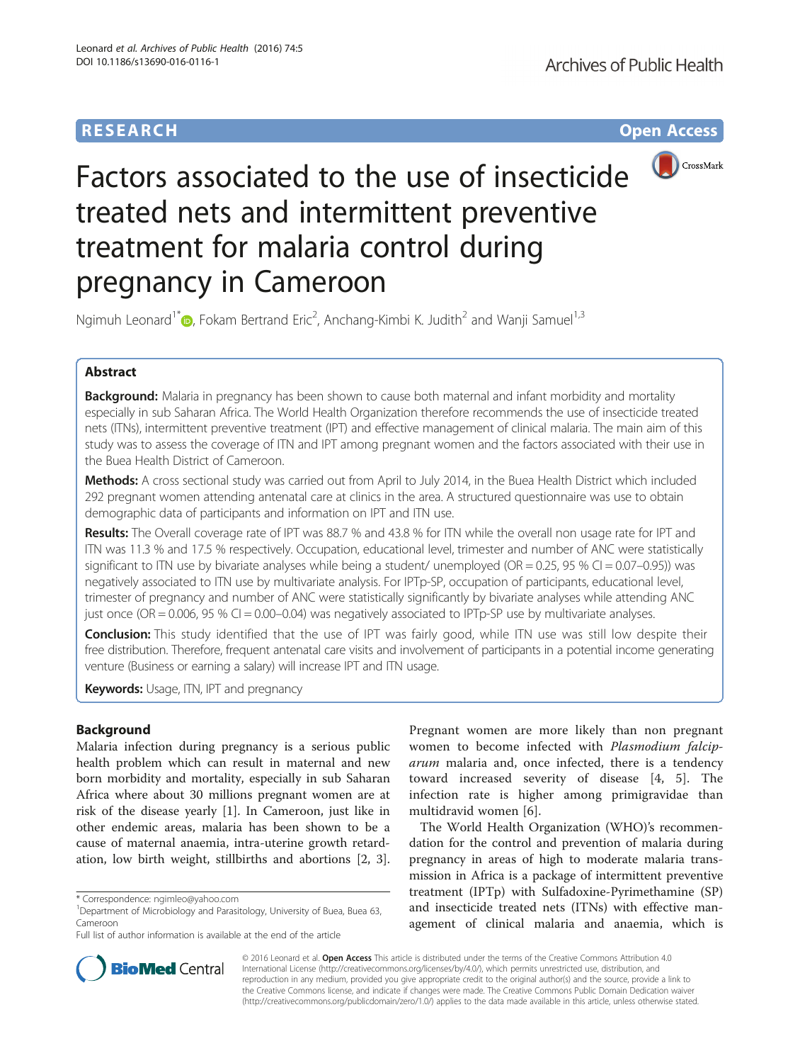**RESEARCH** **Open Access**

# Factors associated to the use of insecticide treated nets and intermittent preventive treatment for malaria control during pregnancy in Cameroon

Ngimuh Leonard[1*], Fokam Bertrand Eric[2], Anchang-Kimbi K. Judith[2] and Wanji Samuel[1,3]

## Abstract

**Background:** Malaria in pregnancy has been shown to cause both maternal and infant morbidity and mortality especially in sub Saharan Africa. The World Health Organization therefore recommends the use of insecticide treated nets (ITNs), intermittent preventive treatment (IPT) and effective management of clinical malaria. The main aim of this study was to assess the coverage of ITN and IPT among pregnant women and the factors associated with their use in the Buea Health District of Cameroon.

**Methods:** A cross sectional study was carried out from April to July 2014, in the Buea Health District which included 292 pregnant women attending antenatal care at clinics in the area. A structured questionnaire was use to obtain demographic data of participants and information on IPT and ITN use.

**Results:** The Overall coverage rate of IPT was 88.7 % and 43.8 % for ITN while the overall non usage rate for IPT and ITN was 11.3 % and 17.5 % respectively. Occupation, educational level, trimester and number of ANC were statistically significant to ITN use by bivariate analyses while being a student/ unemployed (OR = 0.25, 95 % CI = 0.07–0.95)) was negatively associated to ITN use by multivariate analysis. For IPTp-SP, occupation of participants, educational level, trimester of pregnancy and number of ANC were statistically significantly by bivariate analyses while attending ANC just once (OR = 0.006, 95 % CI = 0.00–0.04) was negatively associated to IPTp-SP use by multivariate analyses.

**Conclusion:** This study identified that the use of IPT was fairly good, while ITN use was still low despite their free distribution. Therefore, frequent antenatal care visits and involvement of participants in a potential income generating venture (Business or earning a salary) will increase IPT and ITN usage.

**Keywords:** Usage, ITN, IPT and pregnancy

## Background

Malaria infection during pregnancy is a serious public health problem which can result in maternal and new born morbidity and mortality, especially in sub Saharan Africa where about 30 millions pregnant women are at risk of the disease yearly [1]. In Cameroon, just like in other endemic areas, malaria has been shown to be a cause of maternal anaemia, intra-uterine growth retardation, low birth weight, stillbirths and abortions [2, 3]. Pregnant women are more likely than non pregnant women to become infected with *Plasmodium falciparum* malaria and, once infected, there is a tendency toward increased severity of disease [4, 5]. The infection rate is higher among primigravidae than multidravid women [6].

The World Health Organization (WHO)'s recommendation for the control and prevention of malaria during pregnancy in areas of high to moderate malaria transmission in Africa is a package of intermittent preventive treatment (IPTp) with Sulfadoxine-Pyrimethamine (SP) and insecticide treated nets (ITNs) with effective management of clinical malaria and anaemia, which is

\* Correspondence: ngimleo@yahoo.com
[1]Department of Microbiology and Parasitology, University of Buea, Buea 63, Cameroon
Full list of author information is available at the end of the article

© 2016 Leonard et al. **Open Access** This article is distributed under the terms of the Creative Commons Attribution 4.0 International License (http://creativecommons.org/licenses/by/4.0/), which permits unrestricted use, distribution, and reproduction in any medium, provided you give appropriate credit to the original author(s) and the source, provide a link to the Creative Commons license, and indicate if changes were made. The Creative Commons Public Domain Dedication waiver (http://creativecommons.org/publicdomain/zero/1.0/) applies to the data made available in this article, unless otherwise stated.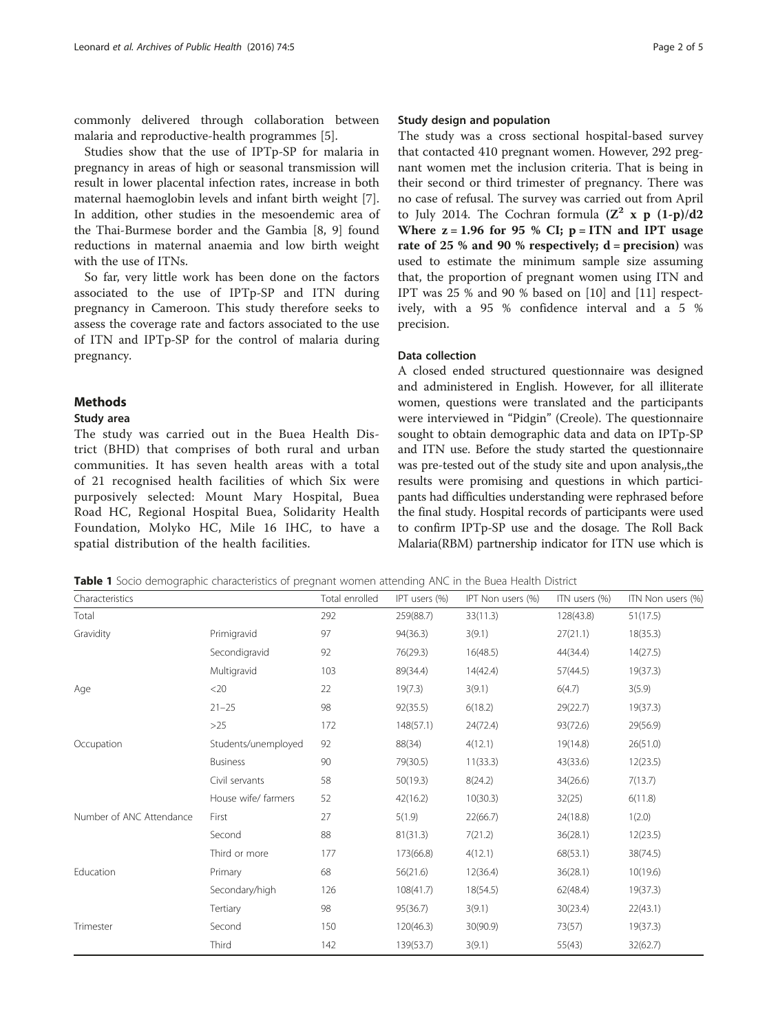commonly delivered through collaboration between malaria and reproductive-health programmes [5].

Studies show that the use of IPTp-SP for malaria in pregnancy in areas of high or seasonal transmission will result in lower placental infection rates, increase in both maternal haemoglobin levels and infant birth weight [7]. In addition, other studies in the mesoendemic area of the Thai-Burmese border and the Gambia [8, 9] found reductions in maternal anaemia and low birth weight with the use of ITNs.

So far, very little work has been done on the factors associated to the use of IPTp-SP and ITN during pregnancy in Cameroon. This study therefore seeks to assess the coverage rate and factors associated to the use of ITN and IPTp-SP for the control of malaria during pregnancy.

## Methods

### Study area

The study was carried out in the Buea Health District (BHD) that comprises of both rural and urban communities. It has seven health areas with a total of 21 recognised health facilities of which Six were purposively selected: Mount Mary Hospital, Buea Road HC, Regional Hospital Buea, Solidarity Health Foundation, Molyko HC, Mile 16 IHC, to have a spatial distribution of the health facilities.

### Study design and population

The study was a cross sectional hospital-based survey that contacted 410 pregnant women. However, 292 pregnant women met the inclusion criteria. That is being in their second or third trimester of pregnancy. There was no case of refusal. The survey was carried out from April to July 2014. The Cochran formula **($Z^2$ x p (1-p)/d2 Where z = 1.96 for 95 % CI; p = ITN and IPT usage rate of 25 % and 90 % respectively; d = precision)** was used to estimate the minimum sample size assuming that, the proportion of pregnant women using ITN and IPT was 25 % and 90 % based on [10] and [11] respectively, with a 95 % confidence interval and a 5 % precision.

### Data collection

A closed ended structured questionnaire was designed and administered in English. However, for all illiterate women, questions were translated and the participants were interviewed in "Pidgin" (Creole). The questionnaire sought to obtain demographic data and data on IPTp-SP and ITN use. Before the study started the questionnaire was pre-tested out of the study site and upon analysis,,the results were promising and questions in which participants had difficulties understanding were rephrased before the final study. Hospital records of participants were used to confirm IPTp-SP use and the dosage. The Roll Back Malaria(RBM) partnership indicator for ITN use which is

**Table 1** Socio demographic characteristics of pregnant women attending ANC in the Buea Health District

| Characteristics | | Total enrolled | IPT users (%) | IPT Non users (%) | ITN users (%) | ITN Non users (%) |
|---|---|---|---|---|---|---|
| Total | | 292 | 259(88.7) | 33(11.3) | 128(43.8) | 51(17.5) |
| Gravidity | Primigravid | 97 | 94(36.3) | 3(9.1) | 27(21.1) | 18(35.3) |
| | Secondigravid | 92 | 76(29.3) | 16(48.5) | 44(34.4) | 14(27.5) |
| | Multigravid | 103 | 89(34.4) | 14(42.4) | 57(44.5) | 19(37.3) |
| Age | <20 | 22 | 19(7.3) | 3(9.1) | 6(4.7) | 3(5.9) |
| | 21–25 | 98 | 92(35.5) | 6(18.2) | 29(22.7) | 19(37.3) |
| | >25 | 172 | 148(57.1) | 24(72.4) | 93(72.6) | 29(56.9) |
| Occupation | Students/unemployed | 92 | 88(34) | 4(12.1) | 19(14.8) | 26(51.0) |
| | Business | 90 | 79(30.5) | 11(33.3) | 43(33.6) | 12(23.5) |
| | Civil servants | 58 | 50(19.3) | 8(24.2) | 34(26.6) | 7(13.7) |
| | House wife/ farmers | 52 | 42(16.2) | 10(30.3) | 32(25) | 6(11.8) |
| Number of ANC Attendance | First | 27 | 5(1.9) | 22(66.7) | 24(18.8) | 1(2.0) |
| | Second | 88 | 81(31.3) | 7(21.2) | 36(28.1) | 12(23.5) |
| | Third or more | 177 | 173(66.8) | 4(12.1) | 68(53.1) | 38(74.5) |
| Education | Primary | 68 | 56(21.6) | 12(36.4) | 36(28.1) | 10(19.6) |
| | Secondary/high | 126 | 108(41.7) | 18(54.5) | 62(48.4) | 19(37.3) |
| | Tertiary | 98 | 95(36.7) | 3(9.1) | 30(23.4) | 22(43.1) |
| Trimester | Second | 150 | 120(46.3) | 30(90.9) | 73(57) | 19(37.3) |
| | Third | 142 | 139(53.7) | 3(9.1) | 55(43) | 32(62.7) |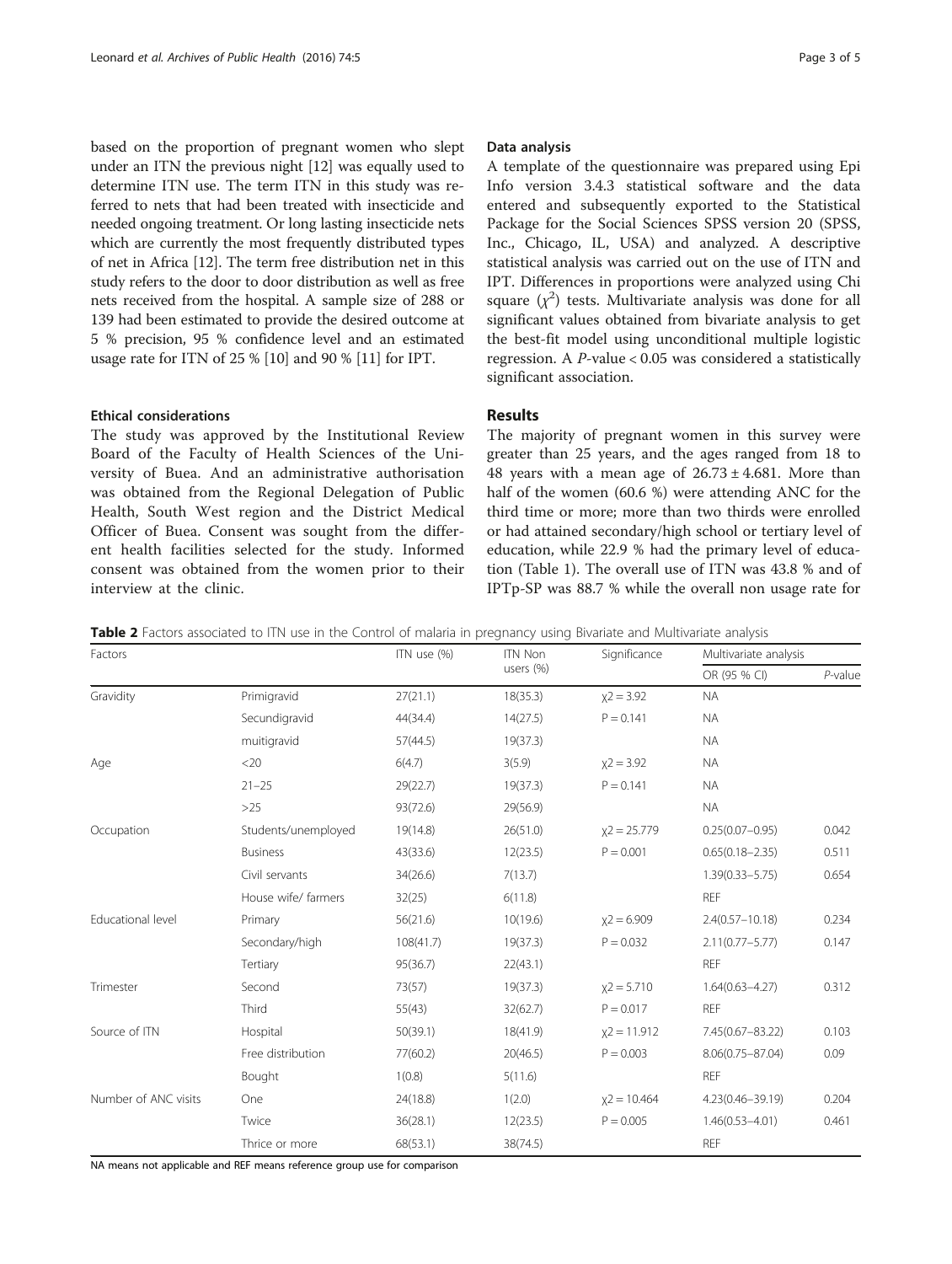based on the proportion of pregnant women who slept under an ITN the previous night [12] was equally used to determine ITN use. The term ITN in this study was referred to nets that had been treated with insecticide and needed ongoing treatment. Or long lasting insecticide nets which are currently the most frequently distributed types of net in Africa [12]. The term free distribution net in this study refers to the door to door distribution as well as free nets received from the hospital. A sample size of 288 or 139 had been estimated to provide the desired outcome at 5 % precision, 95 % confidence level and an estimated usage rate for ITN of 25 % [10] and 90 % [11] for IPT.

### Ethical considerations

The study was approved by the Institutional Review Board of the Faculty of Health Sciences of the University of Buea. And an administrative authorisation was obtained from the Regional Delegation of Public Health, South West region and the District Medical Officer of Buea. Consent was sought from the different health facilities selected for the study. Informed consent was obtained from the women prior to their interview at the clinic.

### Data analysis

A template of the questionnaire was prepared using Epi Info version 3.4.3 statistical software and the data entered and subsequently exported to the Statistical Package for the Social Sciences SPSS version 20 (SPSS, Inc., Chicago, IL, USA) and analyzed. A descriptive statistical analysis was carried out on the use of ITN and IPT. Differences in proportions were analyzed using Chi square ($\chi^2$) tests. Multivariate analysis was done for all significant values obtained from bivariate analysis to get the best-fit model using unconditional multiple logistic regression. A *P*-value < 0.05 was considered a statistically significant association.

## Results

The majority of pregnant women in this survey were greater than 25 years, and the ages ranged from 18 to 48 years with a mean age of $26.73 \pm 4.681$. More than half of the women (60.6 %) were attending ANC for the third time or more; more than two thirds were enrolled or had attained secondary/high school or tertiary level of education, while 22.9 % had the primary level of education (Table 1). The overall use of ITN was 43.8 % and of IPTp-SP was 88.7 % while the overall non usage rate for

**Table 2** Factors associated to ITN use in the Control of malaria in pregnancy using Bivariate and Multivariate analysis

| Factors | | ITN use (%) | ITN Non users (%) | Significance | Multivariate analysis | |
|---|---|---|---|---|---|---|
| | | | | | OR (95 % CI) | *P*-value |
| Gravidity | Primigravid | 27(21.1) | 18(35.3) | $\chi2 = 3.92$ | NA | |
| | Secundigravid | 44(34.4) | 14(27.5) | P = 0.141 | NA | |
| | muitigravid | 57(44.5) | 19(37.3) | | NA | |
| Age | <20 | 6(4.7) | 3(5.9) | $\chi2 = 3.92$ | NA | |
| | 21–25 | 29(22.7) | 19(37.3) | P = 0.141 | NA | |
| | >25 | 93(72.6) | 29(56.9) | | NA | |
| Occupation | Students/unemployed | 19(14.8) | 26(51.0) | $\chi2 = 25.779$ | 0.25(0.07–0.95) | 0.042 |
| | Business | 43(33.6) | 12(23.5) | P = 0.001 | 0.65(0.18–2.35) | 0.511 |
| | Civil servants | 34(26.6) | 7(13.7) | | 1.39(0.33–5.75) | 0.654 |
| | House wife/ farmers | 32(25) | 6(11.8) | | REF | |
| Educational level | Primary | 56(21.6) | 10(19.6) | $\chi2 = 6.909$ | 2.4(0.57–10.18) | 0.234 |
| | Secondary/high | 108(41.7) | 19(37.3) | P = 0.032 | 2.11(0.77–5.77) | 0.147 |
| | Tertiary | 95(36.7) | 22(43.1) | | REF | |
| Trimester | Second | 73(57) | 19(37.3) | $\chi2 = 5.710$ | 1.64(0.63–4.27) | 0.312 |
| | Third | 55(43) | 32(62.7) | P = 0.017 | REF | |
| Source of ITN | Hospital | 50(39.1) | 18(41.9) | $\chi2 = 11.912$ | 7.45(0.67–83.22) | 0.103 |
| | Free distribution | 77(60.2) | 20(46.5) | P = 0.003 | 8.06(0.75–87.04) | 0.09 |
| | Bought | 1(0.8) | 5(11.6) | | REF | |
| Number of ANC visits | One | 24(18.8) | 1(2.0) | $\chi2 = 10.464$ | 4.23(0.46–39.19) | 0.204 |
| | Twice | 36(28.1) | 12(23.5) | P = 0.005 | 1.46(0.53–4.01) | 0.461 |
| | Thrice or more | 68(53.1) | 38(74.5) | | REF | |

NA means not applicable and REF means reference group use for comparison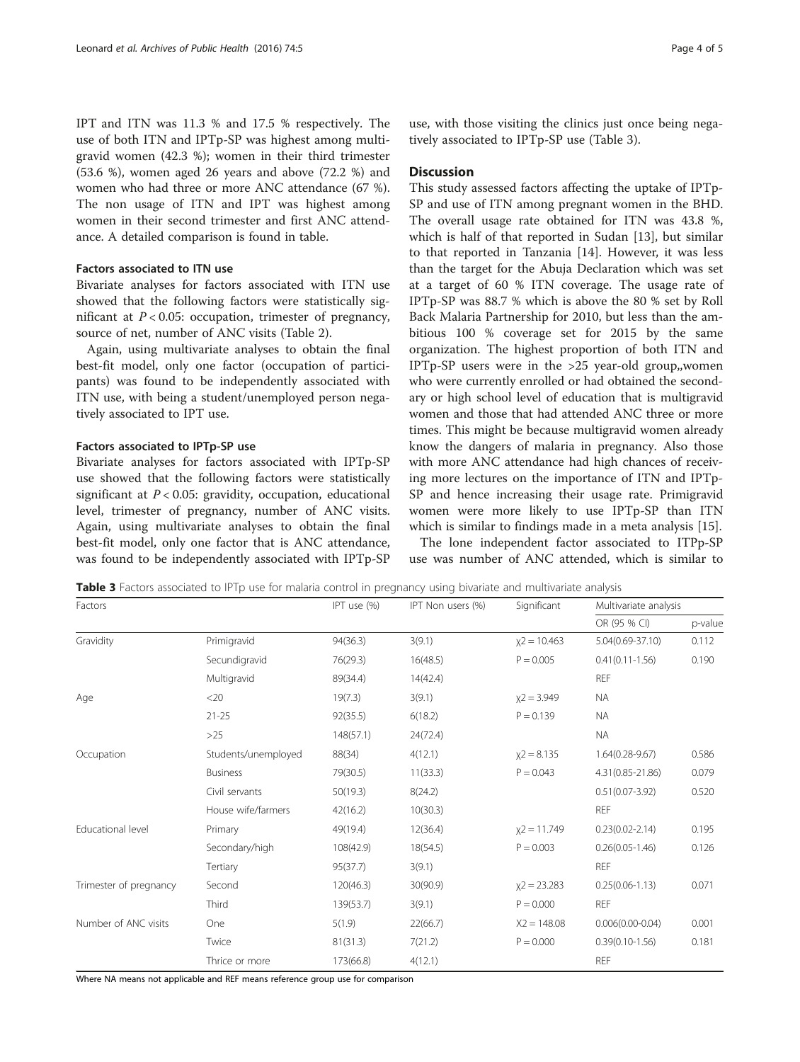IPT and ITN was 11.3 % and 17.5 % respectively. The use of both ITN and IPTp-SP was highest among multigravid women (42.3 %); women in their third trimester (53.6 %), women aged 26 years and above (72.2 %) and women who had three or more ANC attendance (67 %). The non usage of ITN and IPT was highest among women in their second trimester and first ANC attendance. A detailed comparison is found in table.

### Factors associated to ITN use

Bivariate analyses for factors associated with ITN use showed that the following factors were statistically significant at $P < 0.05$: occupation, trimester of pregnancy, source of net, number of ANC visits (Table 2).

Again, using multivariate analyses to obtain the final best-fit model, only one factor (occupation of participants) was found to be independently associated with ITN use, with being a student/unemployed person negatively associated to IPT use.

### Factors associated to IPTp-SP use

Bivariate analyses for factors associated with IPTp-SP use showed that the following factors were statistically significant at $P < 0.05$: gravidity, occupation, educational level, trimester of pregnancy, number of ANC visits. Again, using multivariate analyses to obtain the final best-fit model, only one factor that is ANC attendance, was found to be independently associated with IPTp-SP use, with those visiting the clinics just once being negatively associated to IPTp-SP use (Table 3).

## Discussion

This study assessed factors affecting the uptake of IPTp-SP and use of ITN among pregnant women in the BHD. The overall usage rate obtained for ITN was 43.8 %, which is half of that reported in Sudan [13], but similar to that reported in Tanzania [14]. However, it was less than the target for the Abuja Declaration which was set at a target of 60 % ITN coverage. The usage rate of IPTp-SP was 88.7 % which is above the 80 % set by Roll Back Malaria Partnership for 2010, but less than the ambitious 100 % coverage set for 2015 by the same organization. The highest proportion of both ITN and IPTp-SP users were in the >25 year-old group,,women who were currently enrolled or had obtained the secondary or high school level of education that is multigravid women and those that had attended ANC three or more times. This might be because multigravid women already know the dangers of malaria in pregnancy. Also those with more ANC attendance had high chances of receiving more lectures on the importance of ITN and IPTp-SP and hence increasing their usage rate. Primigravid women were more likely to use IPTp-SP than ITN which is similar to findings made in a meta analysis [15].

The lone independent factor associated to ITPp-SP use was number of ANC attended, which is similar to

**Table 3** Factors associated to IPTp use for malaria control in pregnancy using bivariate and multivariate analysis

| Factors | | IPT use (%) | IPT Non users (%) | Significant | Multivariate analysis | |
|---|---|---|---|---|---|---|
| | | | | | OR (95 % CI) | p-value |
| Gravidity | Primigravid | 94(36.3) | 3(9.1) | $\chi2 = 10.463$ | 5.04(0.69-37.10) | 0.112 |
| | Secundigravid | 76(29.3) | 16(48.5) | $P = 0.005$ | 0.41(0.11-1.56) | 0.190 |
| | Multigravid | 89(34.4) | 14(42.4) | | REF | |
| Age | <20 | 19(7.3) | 3(9.1) | $\chi2 = 3.949$ | NA | |
| | 21-25 | 92(35.5) | 6(18.2) | $P = 0.139$ | NA | |
| | >25 | 148(57.1) | 24(72.4) | | NA | |
| Occupation | Students/unemployed | 88(34) | 4(12.1) | $\chi2 = 8.135$ | 1.64(0.28-9.67) | 0.586 |
| | Business | 79(30.5) | 11(33.3) | $P = 0.043$ | 4.31(0.85-21.86) | 0.079 |
| | Civil servants | 50(19.3) | 8(24.2) | | 0.51(0.07-3.92) | 0.520 |
| | House wife/farmers | 42(16.2) | 10(30.3) | | REF | |
| Educational level | Primary | 49(19.4) | 12(36.4) | $\chi2 = 11.749$ | 0.23(0.02-2.14) | 0.195 |
| | Secondary/high | 108(42.9) | 18(54.5) | $P = 0.003$ | 0.26(0.05-1.46) | 0.126 |
| | Tertiary | 95(37.7) | 3(9.1) | | REF | |
| Trimester of pregnancy | Second | 120(46.3) | 30(90.9) | $\chi2 = 23.283$ | 0.25(0.06-1.13) | 0.071 |
| | Third | 139(53.7) | 3(9.1) | $P = 0.000$ | REF | |
| Number of ANC visits | One | 5(1.9) | 22(66.7) | $X2 = 148.08$ | 0.006(0.00-0.04) | 0.001 |
| | Twice | 81(31.3) | 7(21.2) | $P = 0.000$ | 0.39(0.10-1.56) | 0.181 |
| | Thrice or more | 173(66.8) | 4(12.1) | | REF | |

Where NA means not applicable and REF means reference group use for comparison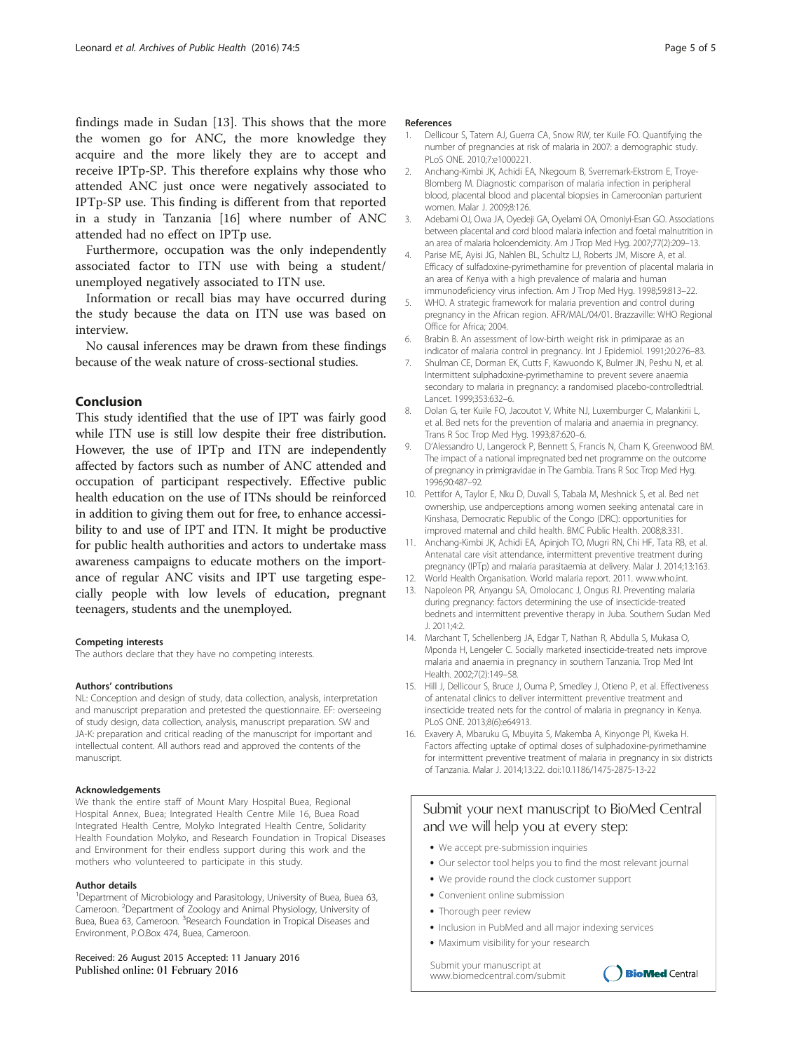findings made in Sudan [13]. This shows that the more the women go for ANC, the more knowledge they acquire and the more likely they are to accept and receive IPTp-SP. This therefore explains why those who attended ANC just once were negatively associated to IPTp-SP use. This finding is different from that reported in a study in Tanzania [16] where number of ANC attended had no effect on IPTp use.

Furthermore, occupation was the only independently associated factor to ITN use with being a student/unemployed negatively associated to ITN use.

Information or recall bias may have occurred during the study because the data on ITN use was based on interview.

No causal inferences may be drawn from these findings because of the weak nature of cross-sectional studies.

## Conclusion

This study identified that the use of IPT was fairly good while ITN use is still low despite their free distribution. However, the use of IPTp and ITN are independently affected by factors such as number of ANC attended and occupation of participant respectively. Effective public health education on the use of ITNs should be reinforced in addition to giving them out for free, to enhance accessibility to and use of IPT and ITN. It might be productive for public health authorities and actors to undertake mass awareness campaigns to educate mothers on the importance of regular ANC visits and IPT use targeting especially people with low levels of education, pregnant teenagers, students and the unemployed.

#### Competing interests

The authors declare that they have no competing interests.

#### Authors' contributions

NL: Conception and design of study, data collection, analysis, interpretation and manuscript preparation and pretested the questionnaire. EF: overseeing of study design, data collection, analysis, manuscript preparation. SW and JA-K: preparation and critical reading of the manuscript for important and intellectual content. All authors read and approved the contents of the manuscript.

#### Acknowledgements

We thank the entire staff of Mount Mary Hospital Buea, Regional Hospital Annex, Buea; Integrated Health Centre Mile 16, Buea Road Integrated Health Centre, Molyko Integrated Health Centre, Solidarity Health Foundation Molyko, and Research Foundation in Tropical Diseases and Environment for their endless support during this work and the mothers who volunteered to participate in this study.

#### Author details

[1]Department of Microbiology and Parasitology, University of Buea, Buea 63, Cameroon. [2]Department of Zoology and Animal Physiology, University of Buea, Buea 63, Cameroon. [3]Research Foundation in Tropical Diseases and Environment, P.O.Box 474, Buea, Cameroon.

Received: 26 August 2015 Accepted: 11 January 2016
Published online: 01 February 2016

#### References

1. Dellicour S, Tatem AJ, Guerra CA, Snow RW, ter Kuile FO. Quantifying the number of pregnancies at risk of malaria in 2007: a demographic study. PLoS ONE. 2010;7:e1000221.
2. Anchang-Kimbi JK, Achidi EA, Nkegoum B, Sverremark-Ekstrom E, Troye-Blomberg M. Diagnostic comparison of malaria infection in peripheral blood, placental blood and placental biopsies in Cameroonian parturient women. Malar J. 2009;8:126.
3. Adebami OJ, Owa JA, Oyedeji GA, Oyelami OA, Omoniyi-Esan GO. Associations between placental and cord blood malaria infection and foetal malnutrition in an area of malaria holoendemicity. Am J Trop Med Hyg. 2007;77(2):209–13.
4. Parise ME, Ayisi JG, Nahlen BL, Schultz LJ, Roberts JM, Misore A, et al. Efficacy of sulfadoxine-pyrimethamine for prevention of placental malaria in an area of Kenya with a high prevalence of malaria and human immunodeficiency virus infection. Am J Trop Med Hyg. 1998;59:813–22.
5. WHO. A strategic framework for malaria prevention and control during pregnancy in the African region. AFR/MAL/04/01. Brazzaville: WHO Regional Office for Africa; 2004.
6. Brabin B. An assessment of low-birth weight risk in primiparae as an indicator of malaria control in pregnancy. Int J Epidemiol. 1991;20:276–83.
7. Shulman CE, Dorman EK, Cutts F, Kawuondo K, Bulmer JN, Peshu N, et al. Intermittent sulphadoxine-pyrimethamine to prevent severe anaemia secondary to malaria in pregnancy: a randomised placebo-controlledtrial. Lancet. 1999;353:632–6.
8. Dolan G, ter Kuile FO, Jacoutot V, White NJ, Luxemburger C, Malankirii L, et al. Bed nets for the prevention of malaria and anaemia in pregnancy. Trans R Soc Trop Med Hyg. 1993;87:620–6.
9. D'Alessandro U, Langerock P, Bennett S, Francis N, Cham K, Greenwood BM. The impact of a national impregnated bed net programme on the outcome of pregnancy in primigravidae in The Gambia. Trans R Soc Trop Med Hyg. 1996;90:487–92.
10. Pettifor A, Taylor E, Nku D, Duvall S, Tabala M, Meshnick S, et al. Bed net ownership, use andperceptions among women seeking antenatal care in Kinshasa, Democratic Republic of the Congo (DRC): opportunities for improved maternal and child health. BMC Public Health. 2008;8:331.
11. Anchang-Kimbi JK, Achidi EA, Apinjoh TO, Mugri RN, Chi HF, Tata RB, et al. Antenatal care visit attendance, intermittent preventive treatment during pregnancy (IPTp) and malaria parasitaemia at delivery. Malar J. 2014;13:163.
12. World Health Organisation. World malaria report. 2011. www.who.int.
13. Napoleon PR, Anyangu SA, Omolocanc J, Ongus RJ. Preventing malaria during pregnancy: factors determining the use of insecticide-treated bednets and intermittent preventive therapy in Juba. Southern Sudan Med J. 2011;4:2.
14. Marchant T, Schellenberg JA, Edgar T, Nathan R, Abdulla S, Mukasa O, Mponda H, Lengeler C. Socially marketed insecticide-treated nets improve malaria and anaemia in pregnancy in southern Tanzania. Trop Med Int Health. 2002;7(2):149–58.
15. Hill J, Dellicour S, Bruce J, Ouma P, Smedley J, Otieno P, et al. Effectiveness of antenatal clinics to deliver intermittent preventive treatment and insecticide treated nets for the control of malaria in pregnancy in Kenya. PLoS ONE. 2013;8(6):e64913.
16. Exavery A, Mbaruku G, Mbuyita S, Makemba A, Kinyonge PI, Kweka H. Factors affecting uptake of optimal doses of sulphadoxine-pyrimethamine for intermittent preventive treatment of malaria in pregnancy in six districts of Tanzania. Malar J. 2014;13:22. doi:10.1186/1475-2875-13-22

Submit your next manuscript to BioMed Central and we will help you at every step:

- We accept pre-submission inquiries
- Our selector tool helps you to find the most relevant journal
- We provide round the clock customer support
- Convenient online submission
- Thorough peer review
- Inclusion in PubMed and all major indexing services
- Maximum visibility for your research

Submit your manuscript at
www.biomedcentral.com/submit

BioMed Central